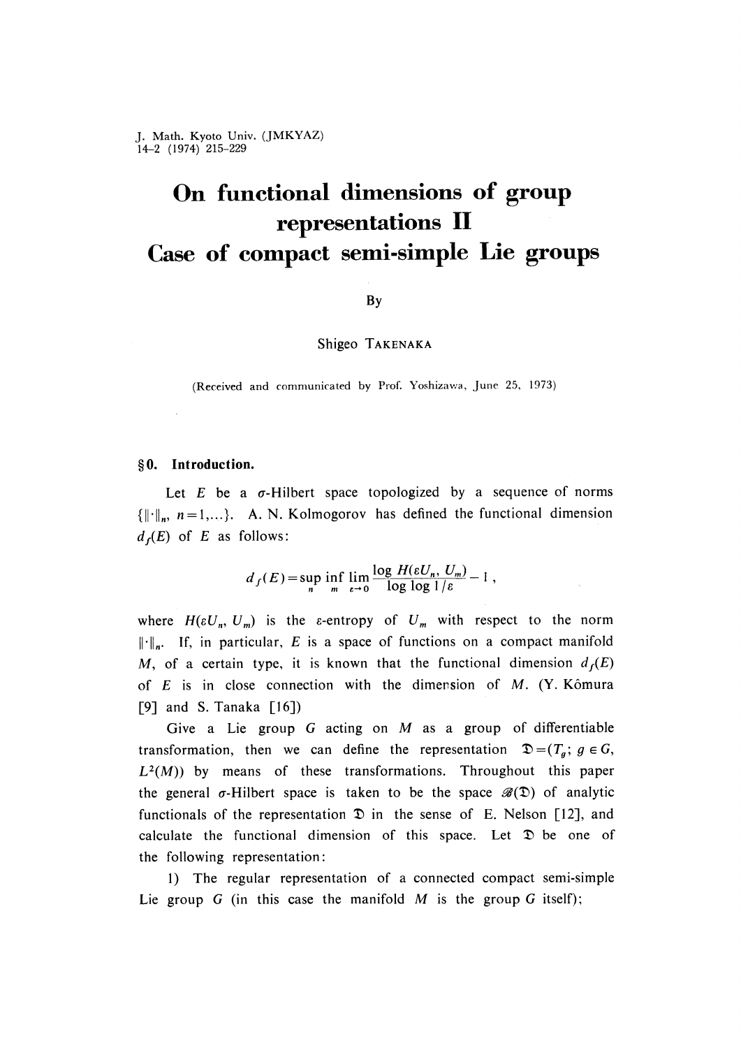# On functional dimensions of group representations II
## Case of compact semi-simple Lie groups

By

Shigeo TAKENAKA

(Received and communicated by Prof. Yoshizawa, June 25, 1973)

### §0. Introduction.

Let $E$ be a $\sigma$-Hilbert space topologized by a sequence of norms $\{\|\cdot\|_n, n=1,\dots\}$. A. N. Kolmogorov has defined the functional dimension $d_f(E)$ of $E$ as follows:

$$d_f(E)=\sup_n \inf_m \lim_{\varepsilon\to 0} \frac{\log H(\varepsilon U_n, U_m)}{\log\log 1/\varepsilon} - 1\,,$$

where $H(\varepsilon U_n, U_m)$ is the $\varepsilon$-entropy of $U_m$ with respect to the norm $\|\cdot\|_n$. If, in particular, $E$ is a space of functions on a compact manifold $M$, of a certain type, it is known that the functional dimension $d_f(E)$ of $E$ is in close connection with the dimension of $M$. (Y. Kômura [9] and S. Tanaka [16])

Give a Lie group $G$ acting on $M$ as a group of differentiable transformation, then we can define the representation $\mathfrak{D}=(T_g;\, g\in G, L^2(M))$ by means of these transformations. Throughout this paper the general $\sigma$-Hilbert space is taken to be the space $\mathscr{B}(\mathfrak{D})$ of analytic functionals of the representation $\mathfrak{D}$ in the sense of E. Nelson [12], and calculate the functional dimension of this space. Let $\mathfrak{D}$ be one of the following representation:

1) The regular representation of a connected compact semi-simple Lie group $G$ (in this case the manifold $M$ is the group $G$ itself);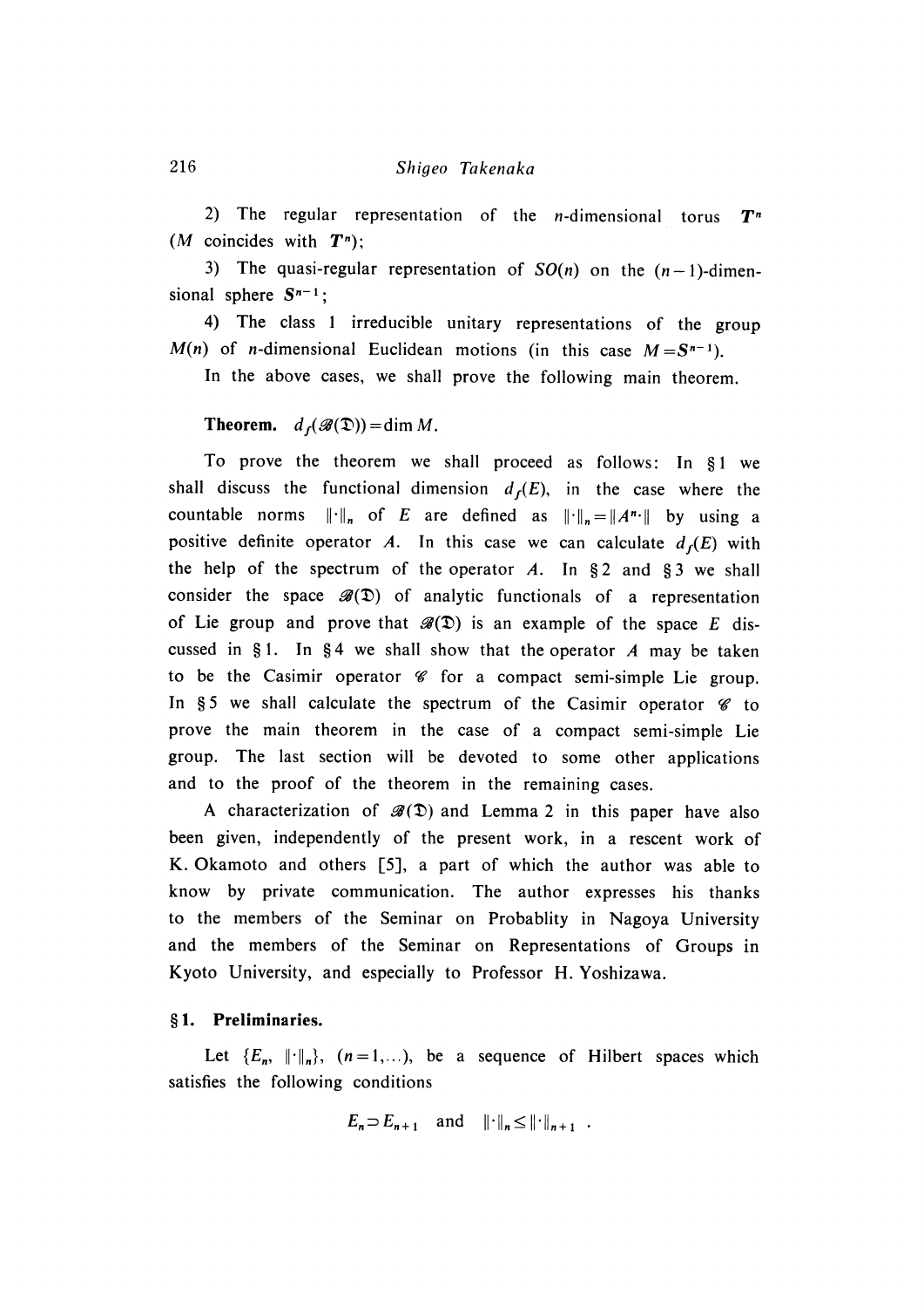2) The regular representation of the $n$-dimensional torus $T^n$ ($M$ coincides with $T^n$);

3) The quasi-regular representation of $SO(n)$ on the $(n-1)$-dimensional sphere $S^{n-1}$;

4) The class 1 irreducible unitary representations of the group $M(n)$ of $n$-dimensional Euclidean motions (in this case $M = S^{n-1}$).

In the above cases, we shall prove the following main theorem.

**Theorem.** $d_f(\mathscr{B}(\mathfrak{D})) = \dim M$.

To prove the theorem we shall proceed as follows: In §1 we shall discuss the functional dimension $d_f(E)$, in the case where the countable norms $\|\cdot\|_n$ of $E$ are defined as $\|\cdot\|_n = \|A^n\cdot\|$ by using a positive definite operator $A$. In this case we can calculate $d_f(E)$ with the help of the spectrum of the operator $A$. In §2 and §3 we shall consider the space $\mathscr{B}(\mathfrak{D})$ of analytic functionals of a representation of Lie group and prove that $\mathscr{B}(\mathfrak{D})$ is an example of the space $E$ discussed in §1. In §4 we shall show that the operator $A$ may be taken to be the Casimir operator $\mathscr{C}$ for a compact semi-simple Lie group. In §5 we shall calculate the spectrum of the Casimir operator $\mathscr{C}$ to prove the main theorem in the case of a compact semi-simple Lie group. The last section will be devoted to some other applications and to the proof of the theorem in the remaining cases.

A characterization of $\mathscr{B}(\mathfrak{D})$ and Lemma 2 in this paper have also been given, independently of the present work, in a rescent work of K. Okamoto and others [5], a part of which the author was able to know by private communication. The author expresses his thanks to the members of the Seminar on Probablity in Nagoya University and the members of the Seminar on Representations of Groups in Kyoto University, and especially to Professor H. Yoshizawa.

## §1. Preliminaries.

Let $\{E_n, \|\cdot\|_n\}$, $(n=1,\ldots)$, be a sequence of Hilbert spaces which satisfies the following conditions

$$E_n \supset E_{n+1} \quad \text{and} \quad \|\cdot\|_n \leq \|\cdot\|_{n+1} \ .$$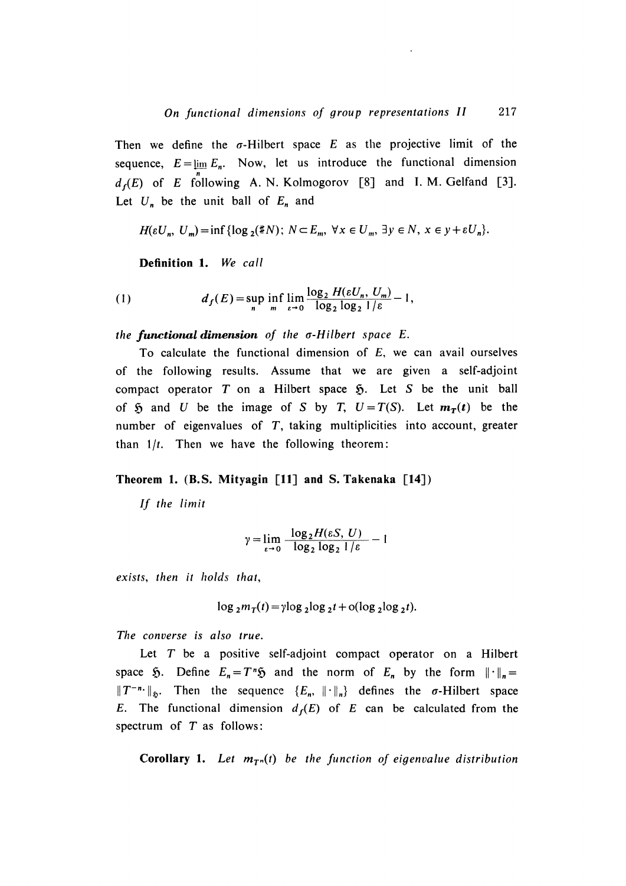Then we define the $\sigma$-Hilbert space $E$ as the projective limit of the sequence, $E = \varprojlim_n E_n$. Now, let us introduce the functional dimension $d_f(E)$ of $E$ following A. N. Kolmogorov [8] and I. M. Gelfand [3]. Let $U_n$ be the unit ball of $E_n$ and

$$H(\varepsilon U_n, U_m) = \inf\{\log_2(\# N);\ N \subset E_m,\ \forall x \in U_m,\ \exists y \in N,\ x \in y + \varepsilon U_n\}.$$

**Definition 1.** *We call*

$$d_f(E) = \sup_n \inf_m \lim_{\varepsilon \to 0} \frac{\log_2 H(\varepsilon U_n, U_m)}{\log_2 \log_2 1/\varepsilon} - 1, \tag{1}$$

*the* ***functional dimension*** *of the $\sigma$-Hilbert space $E$.*

To calculate the functional dimension of $E$, we can avail ourselves of the following results. Assume that we are given a self-adjoint compact operator $T$ on a Hilbert space $\mathfrak{H}$. Let $S$ be the unit ball of $\mathfrak{H}$ and $U$ be the image of $S$ by $T$, $U = T(S)$. Let $\boldsymbol{m_T(t)}$ be the number of eigenvalues of $T$, taking multiplicities into account, greater than $1/t$. Then we have the following theorem:

**Theorem 1. (B.S. Mityagin [11] and S. Takenaka [14])**

*If the limit*

$$\gamma = \lim_{\varepsilon \to 0} \frac{\log_2 H(\varepsilon S, U)}{\log_2 \log_2 1/\varepsilon} - 1$$

*exists, then it holds that,*

$$\log_2 m_T(t) = \gamma \log_2 \log_2 t + o(\log_2 \log_2 t).$$

*The converse is also true.*

Let $T$ be a positive self-adjoint compact operator on a Hilbert space $\mathfrak{H}$. Define $E_n = T^n \mathfrak{H}$ and the norm of $E_n$ by the form $\|\cdot\|_n = \|T^{-n} \cdot\|_{\mathfrak{H}}$. Then the sequence $\{E_n, \|\cdot\|_n\}$ defines the $\sigma$-Hilbert space $E$. The functional dimension $d_f(E)$ of $E$ can be calculated from the spectrum of $T$ as follows:

**Corollary 1.** *Let $m_{T^n}(t)$ be the function of eigenvalue distribution*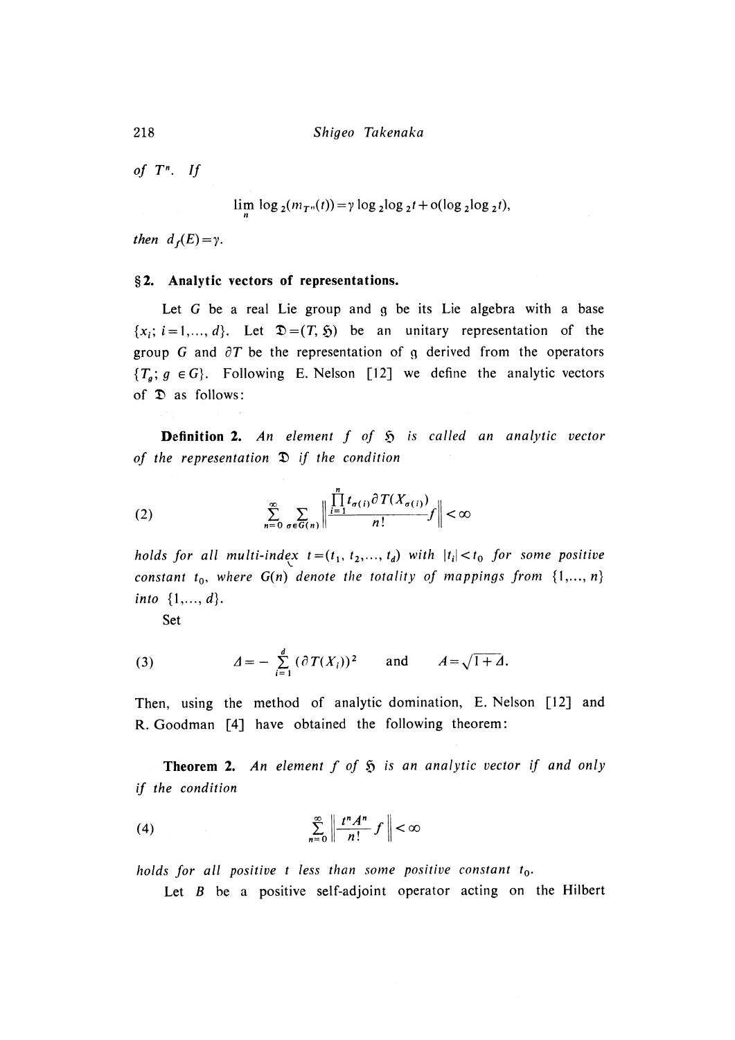*of* $T^n$. *If*

$$\lim_n \log_2(m_{T^n}(t)) = \gamma \log_2 \log_2 t + o(\log_2 \log_2 t),$$

*then* $d_f(E) = \gamma$.

## §2. Analytic vectors of representations.

Let $G$ be a real Lie group and $\mathfrak{g}$ be its Lie algebra with a base $\{x_i;\ i=1,\dots,d\}$. Let $\mathfrak{D} = (T, \mathfrak{H})$ be an unitary representation of the group $G$ and $\partial T$ be the representation of $\mathfrak{g}$ derived from the operators $\{T_g;\ g \in G\}$. Following E. Nelson [12] we define the analytic vectors of $\mathfrak{D}$ as follows:

**Definition 2.** *An element* $f$ *of* $\mathfrak{H}$ *is called an analytic vector of the representation* $\mathfrak{D}$ *if the condition*

$$\sum_{n=0}^{\infty} \sum_{\sigma \in G(n)} \left\| \frac{\prod_{i=1}^{n} t_{\sigma(i)} \partial T(X_{\sigma(i)})}{n!} f \right\| < \infty \tag{2}$$

*holds for all multi-index* $t = (t_1, t_2, \dots, t_d)$ *with* $|t_i| < t_0$ *for some positive constant* $t_0$, *where* $G(n)$ *denote the totality of mappings from* $\{1, \dots, n\}$ *into* $\{1, \dots, d\}$.

Set

$$\Delta = -\sum_{i=1}^{d} (\partial T(X_i))^2 \quad \text{and} \quad A = \sqrt{1+\Delta}. \tag{3}$$

Then, using the method of analytic domination, E. Nelson [12] and R. Goodman [4] have obtained the following theorem:

**Theorem 2.** *An element* $f$ *of* $\mathfrak{H}$ *is an analytic vector if and only if the condition*

$$\sum_{n=0}^{\infty} \left\| \frac{t^n A^n}{n!} f \right\| < \infty \tag{4}$$

*holds for all positive* $t$ *less than some positive constant* $t_0$.

Let $B$ be a positive self-adjoint operator acting on the Hilbert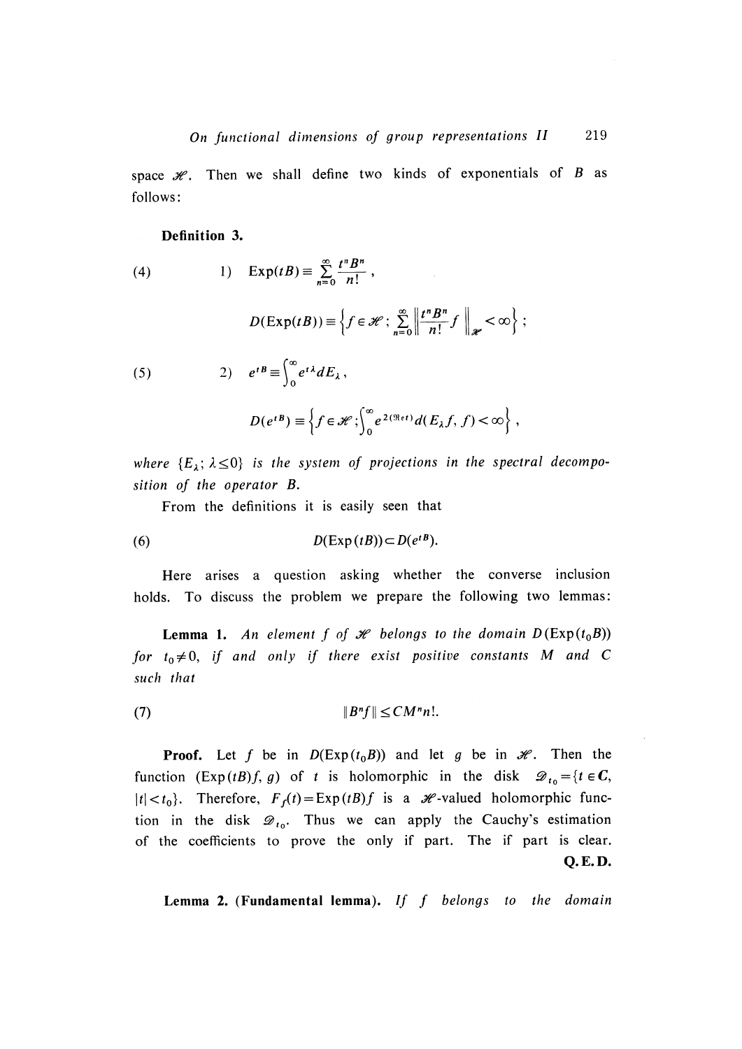space $\mathscr{H}$. Then we shall define two kinds of exponentials of $B$ as follows:

**Definition 3.**

$$\text{(4)} \qquad 1) \quad \operatorname{Exp}(tB) \equiv \sum_{n=0}^{\infty} \frac{t^n B^n}{n!},$$

$$D(\operatorname{Exp}(tB)) \equiv \left\{ f \in \mathscr{H};\ \sum_{n=0}^{\infty} \left\| \frac{t^n B^n}{n!} f \right\|_{\mathscr{H}} < \infty \right\};$$

$$\text{(5)} \qquad 2) \quad e^{tB} \equiv \int_0^{\infty} e^{t\lambda} dE_\lambda,$$

$$D(e^{tB}) \equiv \left\{ f \in \mathscr{H};\ \int_0^{\infty} e^{2(\Re t)} d(E_\lambda f, f) < \infty \right\},$$

*where $\{E_\lambda;\ \lambda \leq 0\}$ is the system of projections in the spectral decomposition of the operator $B$.*

From the definitions it is easily seen that

$$\text{(6)} \qquad D(\operatorname{Exp}(tB)) \subset D(e^{tB}).$$

Here arises a question asking whether the converse inclusion holds. To discuss the problem we prepare the following two lemmas:

**Lemma 1.** *An element $f$ of $\mathscr{H}$ belongs to the domain $D(\operatorname{Exp}(t_0 B))$ for $t_0 \neq 0$, if and only if there exist positive constants $M$ and $C$ such that*

$$\text{(7)} \qquad \|B^n f\| \leq C M^n n!.$$

**Proof.** Let $f$ be in $D(\operatorname{Exp}(t_0 B))$ and let $g$ be in $\mathscr{H}$. Then the function $(\operatorname{Exp}(tB)f, g)$ of $t$ is holomorphic in the disk $\mathscr{D}_{t_0} = \{t \in \boldsymbol{C},\ |t| < t_0\}$. Therefore, $F_f(t) = \operatorname{Exp}(tB)f$ is a $\mathscr{H}$-valued holomorphic function in the disk $\mathscr{D}_{t_0}$. Thus we can apply the Cauchy's estimation of the coefficients to prove the only if part. The if part is clear.

**Q.E.D.**

**Lemma 2. (Fundamental lemma).** *If $f$ belongs to the domain*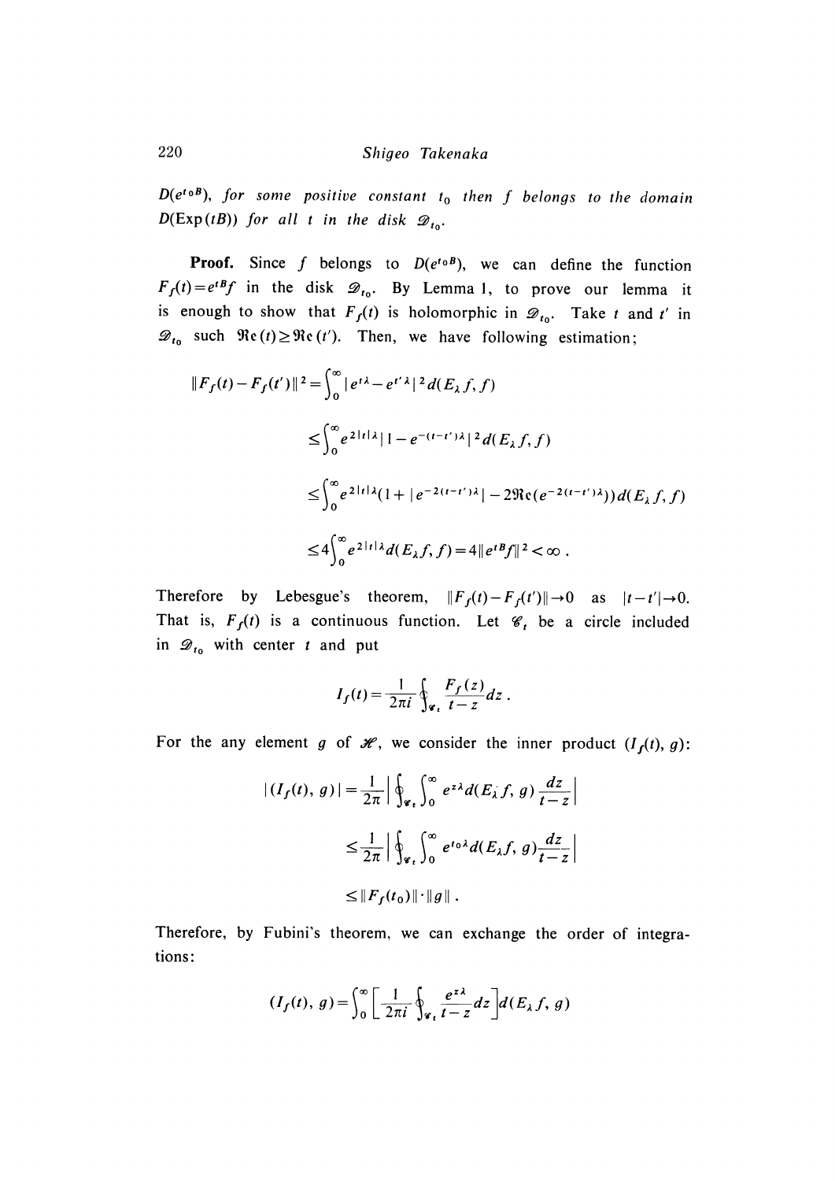$D(e^{t_0 B})$, *for some positive constant* $t_0$ *then* $f$ *belongs to the domain* $D(\operatorname{Exp}(tB))$ *for all* $t$ *in the disk* $\mathscr{D}_{t_0}$.

**Proof.** Since $f$ belongs to $D(e^{t_0 B})$, we can define the function $F_f(t)=e^{tB}f$ in the disk $\mathscr{D}_{t_0}$. By Lemma 1, to prove our lemma it is enough to show that $F_f(t)$ is holomorphic in $\mathscr{D}_{t_0}$. Take $t$ and $t'$ in $\mathscr{D}_{t_0}$ such $\Re e(t)\geq \Re e(t')$. Then, we have following estimation;

$$\|F_f(t)-F_f(t')\|^2=\int_0^\infty |e^{t\lambda}-e^{t'\lambda}|^2 d(E_\lambda f, f)$$

$$\leq\int_0^\infty e^{2|t|\lambda}|1-e^{-(t-t')\lambda}|^2 d(E_\lambda f, f)$$

$$\leq\int_0^\infty e^{2|t|\lambda}(1+|e^{-2(t-t')\lambda}|-2\Re e(e^{-2(t-t')\lambda}))d(E_\lambda f, f)$$

$$\leq 4\int_0^\infty e^{2|t|\lambda}d(E_\lambda f, f)=4\|e^{tB}f\|^2<\infty\,.$$

Therefore by Lebesgue's theorem, $\|F_f(t)-F_f(t')\|\to 0$ as $|t-t'|\to 0$. That is, $F_f(t)$ is a continuous function. Let $\mathscr{C}_t$ be a circle included in $\mathscr{D}_{t_0}$ with center $t$ and put

$$I_f(t)=\frac{1}{2\pi i}\oint_{\mathscr{C}_t}\frac{F_f(z)}{t-z}dz\,.$$

For the any element $g$ of $\mathscr{H}$, we consider the inner product $(I_f(t), g)$:

$$|(I_f(t), g)|=\frac{1}{2\pi}\left|\oint_{\mathscr{C}_t}\int_0^\infty e^{z\lambda}d(E_\lambda f, g)\frac{dz}{t-z}\right|$$

$$\leq\frac{1}{2\pi}\left|\oint_{\mathscr{C}_t}\int_0^\infty e^{t_0\lambda}d(E_\lambda f, g)\frac{dz}{t-z}\right|$$

$$\leq\|F_f(t_0)\|\cdot\|g\|\,.$$

Therefore, by Fubini's theorem, we can exchange the order of integrations:

$$(I_f(t), g)=\int_0^\infty\left[\frac{1}{2\pi i}\oint_{\mathscr{C}_t}\frac{e^{z\lambda}}{t-z}dz\right]d(E_\lambda f, g)$$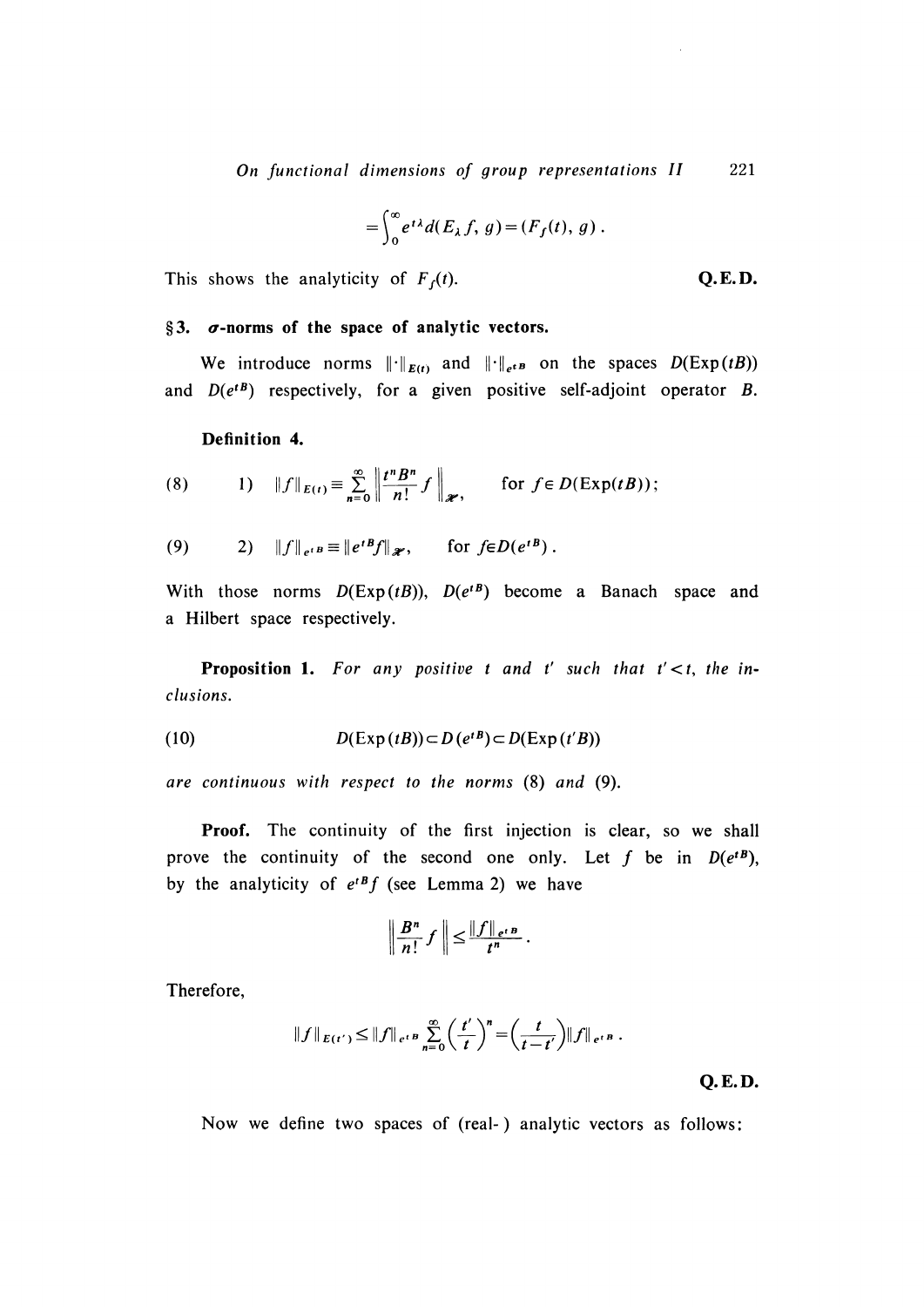$$= \int_0^\infty e^{t\lambda} d(E_\lambda f, g) = (F_f(t), g) .$$

This shows the analyticity of $F_f(t)$. **Q.E.D.**

## §3. $\sigma$-norms of the space of analytic vectors.

We introduce norms $\|\cdot\|_{E(t)}$ and $\|\cdot\|_{e^{tB}}$ on the spaces $D(\mathrm{Exp}(tB))$ and $D(e^{tB})$ respectively, for a given positive self-adjoint operator $B$.

**Definition 4.**

$$\text{(8)} \qquad 1) \quad \|f\|_{E(t)} \equiv \sum_{n=0}^{\infty} \left\| \frac{t^n B^n}{n!} f \right\|_{\mathscr{H}}, \qquad \text{for } f \in D(\mathrm{Exp}(tB));$$

$$\text{(9)} \qquad 2) \quad \|f\|_{e^{tB}} \equiv \|e^{tB} f\|_{\mathscr{H}}, \qquad \text{for } f \in D(e^{tB}) .$$

With those norms $D(\mathrm{Exp}(tB))$, $D(e^{tB})$ become a Banach space and a Hilbert space respectively.

**Proposition 1.** *For any positive $t$ and $t'$ such that $t' < t$, the inclusions.*

$$\text{(10)} \qquad D(\mathrm{Exp}(tB)) \subset D(e^{tB}) \subset D(\mathrm{Exp}(t'B))$$

*are continuous with respect to the norms* (8) *and* (9).

**Proof.** The continuity of the first injection is clear, so we shall prove the continuity of the second one only. Let $f$ be in $D(e^{tB})$, by the analyticity of $e^{tB} f$ (see Lemma 2) we have

$$\left\| \frac{B^n}{n!} f \right\| \leq \frac{\|f\|_{e^{tB}}}{t^n} .$$

Therefore,

$$\|f\|_{E(t')} \leq \|f\|_{e^{tB}} \sum_{n=0}^{\infty} \left( \frac{t'}{t} \right)^n = \left( \frac{t}{t - t'} \right) \|f\|_{e^{tB}} .$$

**Q.E.D.**

Now we define two spaces of (real-) analytic vectors as follows: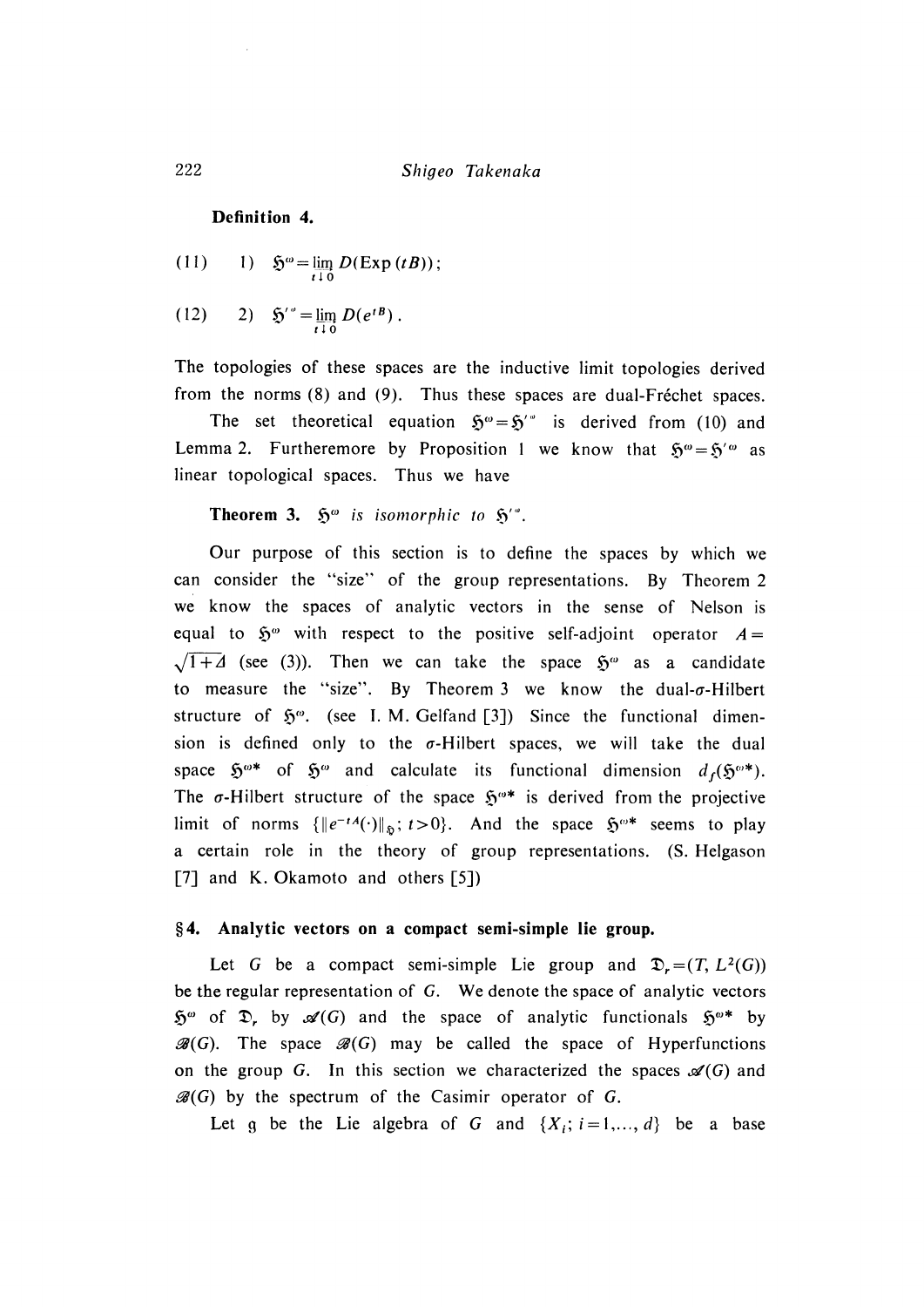**Definition 4.**

$$(11) \qquad 1) \quad \mathfrak{H}^{\omega} = \varinjlim_{t \downarrow 0} D(\mathrm{Exp}\,(tB));$$

$$(12) \qquad 2) \quad \mathfrak{H}'^{\omega} = \varinjlim_{t \downarrow 0} D(e^{tB}).$$

The topologies of these spaces are the inductive limit topologies derived from the norms (8) and (9). Thus these spaces are dual-Fréchet spaces.

The set theoretical equation $\mathfrak{H}^{\omega} = \mathfrak{H}'^{\omega}$ is derived from (10) and Lemma 2. Furtheremore by Proposition 1 we know that $\mathfrak{H}^{\omega} = \mathfrak{H}'^{\omega}$ as linear topological spaces. Thus we have

**Theorem 3.** *$\mathfrak{H}^{\omega}$ is isomorphic to $\mathfrak{H}'^{\omega}$.*

Our purpose of this section is to define the spaces by which we can consider the "size" of the group representations. By Theorem 2 we know the spaces of analytic vectors in the sense of Nelson is equal to $\mathfrak{H}^{\omega}$ with respect to the positive self-adjoint operator $A = \sqrt{1+\Delta}$ (see (3)). Then we can take the space $\mathfrak{H}^{\omega}$ as a candidate to measure the "size". By Theorem 3 we know the dual-$\sigma$-Hilbert structure of $\mathfrak{H}^{\omega}$. (see I. M. Gelfand [3]) Since the functional dimension is defined only to the $\sigma$-Hilbert spaces, we will take the dual space $\mathfrak{H}^{\omega *}$ of $\mathfrak{H}^{\omega}$ and calculate its functional dimension $d_f(\mathfrak{H}^{\omega *})$. The $\sigma$-Hilbert structure of the space $\mathfrak{H}^{\omega *}$ is derived from the projective limit of norms $\{\|e^{-tA}(\cdot)\|_{\mathfrak{H}};\, t>0\}$. And the space $\mathfrak{H}^{\omega *}$ seems to play a certain role in the theory of group representations. (S. Helgason [7] and K. Okamoto and others [5])

## §4. Analytic vectors on a compact semi-simple lie group.

Let $G$ be a compact semi-simple Lie group and $\mathfrak{T}_r = (T, L^2(G))$ be the regular representation of $G$. We denote the space of analytic vectors $\mathfrak{H}^{\omega}$ of $\mathfrak{T}_r$ by $\mathscr{A}(G)$ and the space of analytic functionals $\mathfrak{H}^{\omega *}$ by $\mathscr{B}(G)$. The space $\mathscr{B}(G)$ may be called the space of Hyperfunctions on the group $G$. In this section we characterized the spaces $\mathscr{A}(G)$ and $\mathscr{B}(G)$ by the spectrum of the Casimir operator of $G$.

Let $\mathfrak{g}$ be the Lie algebra of $G$ and $\{X_i;\, i=1,\dots,d\}$ be a base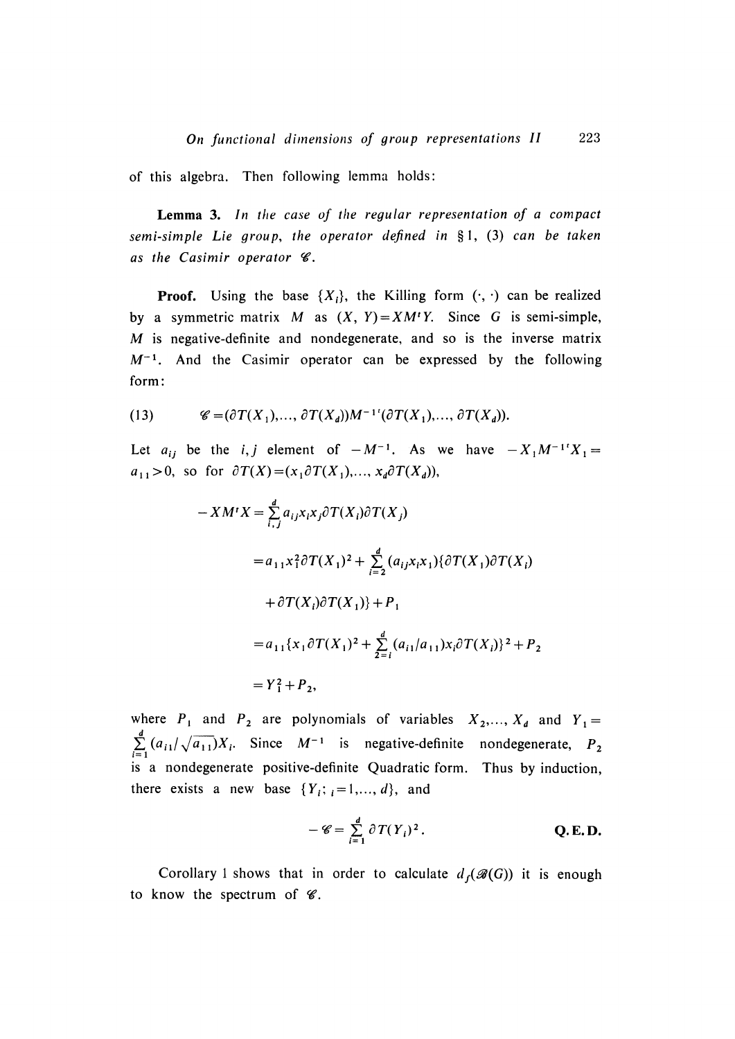of this algebra. Then following lemma holds:

**Lemma 3.** *In the case of the regular representation of a compact semi-simple Lie group, the operator defined in* § 1, (3) *can be taken as the Casimir operator* $\mathscr{C}$.

**Proof.** Using the base $\{X_i\}$, the Killing form $(\cdot, \cdot)$ can be realized by a symmetric matrix $M$ as $(X, Y) = XM{}^tY$. Since $G$ is semi-simple, $M$ is negative-definite and nondegenerate, and so is the inverse matrix $M^{-1}$. And the Casimir operator can be expressed by the following form:

$$\mathscr{C} = (\partial T(X_1), \ldots, \partial T(X_d)) M^{-1}{}^t(\partial T(X_1), \ldots, \partial T(X_d)). \tag{13}$$

Let $a_{ij}$ be the $i, j$ element of $-M^{-1}$. As we have $-X_1 M^{-1}{}^t X_1 = a_{11} > 0$, so for $\partial T(X) = (x_1 \partial T(X_1), \ldots, x_d \partial T(X_d))$,

$$\begin{aligned}
-XM{}^tX &= \sum_{i,j}^{d} a_{ij} x_i x_j \partial T(X_i) \partial T(X_j) \\
&= a_{11} x_1^2 \partial T(X_1)^2 + \sum_{i=2}^{d} (a_{ij} x_i x_1) \{\partial T(X_1) \partial T(X_i) \\
&\quad + \partial T(X_i) \partial T(X_1)\} + P_1 \\
&= a_{11} \{x_1 \partial T(X_1)^2 + \sum_{2=i}^{d} (a_{i1}/a_{11}) x_i \partial T(X_i)\}^2 + P_2 \\
&= Y_1^2 + P_2,
\end{aligned}$$

where $P_1$ and $P_2$ are polynomials of variables $X_2, \ldots, X_d$ and $Y_1 = \sum_{i=1}^{d} (a_{i1}/\sqrt{a_{11}}) X_i$. Since $M^{-1}$ is negative-definite nondegenerate, $P_2$ is a nondegenerate positive-definite Quadratic form. Thus by induction, there exists a new base $\{Y_i;\ {}_i = 1, \ldots, d\}$, and

$$-\mathscr{C} = \sum_{i=1}^{d} \partial T(Y_i)^2. \qquad \textbf{Q. E. D.}$$

Corollary 1 shows that in order to calculate $d_f(\mathscr{B}(G))$ it is enough to know the spectrum of $\mathscr{C}$.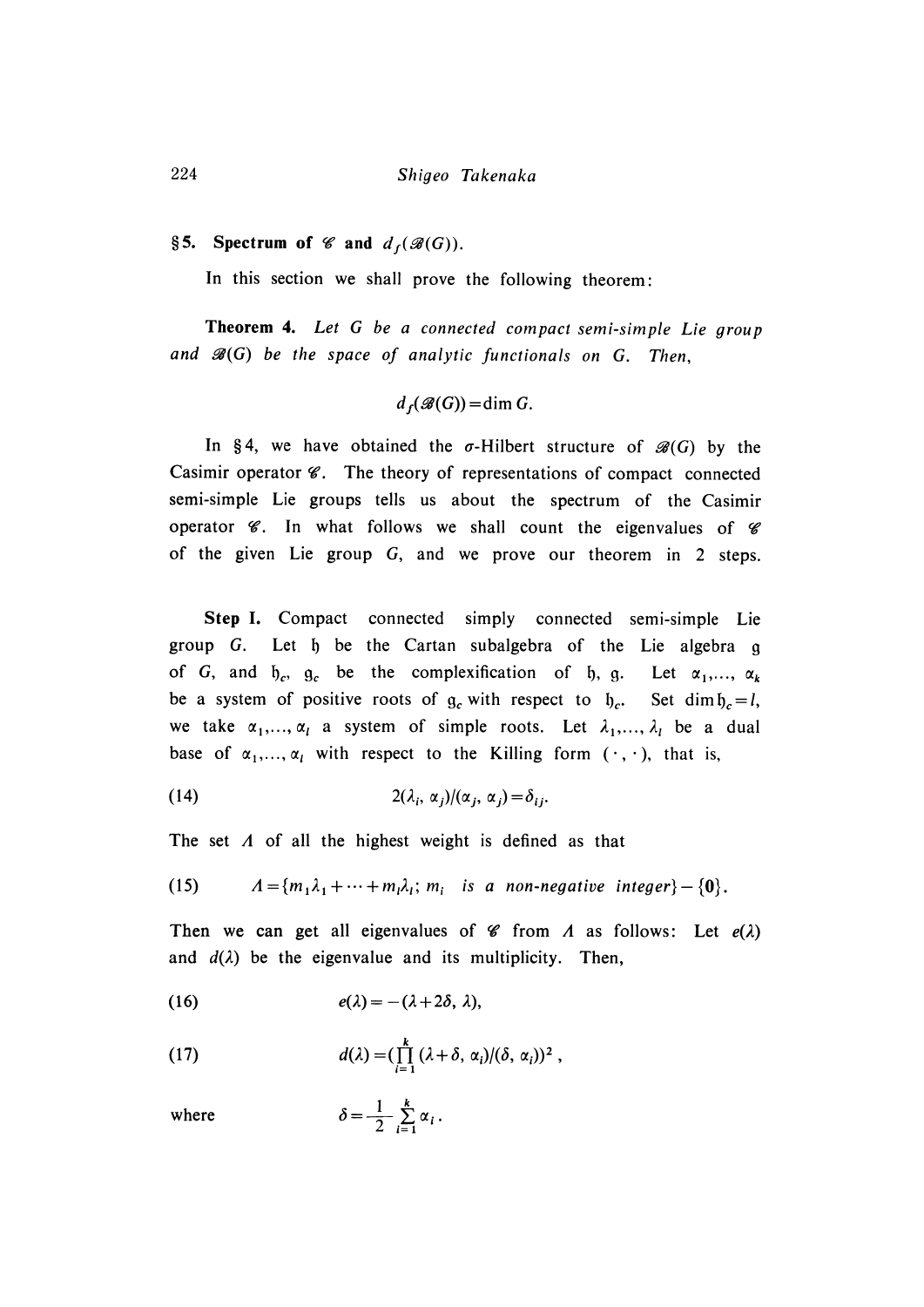## §5. Spectrum of $\mathscr{C}$ and $d_f(\mathscr{B}(G))$.

In this section we shall prove the following theorem:

**Theorem 4.** *Let $G$ be a connected compact semi-simple Lie group and $\mathscr{B}(G)$ be the space of analytic functionals on $G$. Then,*

$$d_f(\mathscr{B}(G)) = \dim G.$$

In §4, we have obtained the $\sigma$-Hilbert structure of $\mathscr{B}(G)$ by the Casimir operator $\mathscr{C}$. The theory of representations of compact connected semi-simple Lie groups tells us about the spectrum of the Casimir operator $\mathscr{C}$. In what follows we shall count the eigenvalues of $\mathscr{C}$ of the given Lie group $G$, and we prove our theorem in 2 steps.

**Step I.** Compact connected simply connected semi-simple Lie group $G$. Let $\mathfrak{h}$ be the Cartan subalgebra of the Lie algebra $\mathfrak{g}$ of $G$, and $\mathfrak{h}_c$, $\mathfrak{g}_c$ be the complexification of $\mathfrak{h}$, $\mathfrak{g}$. Let $\alpha_1,\dots, \alpha_k$ be a system of positive roots of $\mathfrak{g}_c$ with respect to $\mathfrak{h}_c$. Set $\dim \mathfrak{h}_c = l$, we take $\alpha_1,\dots, \alpha_l$ a system of simple roots. Let $\lambda_1,\dots, \lambda_l$ be a dual base of $\alpha_1,\dots, \alpha_l$ with respect to the Killing form $(\cdot\,,\cdot)$, that is,

$$2(\lambda_i, \alpha_j)/(\alpha_j, \alpha_j) = \delta_{ij}. \tag{14}$$

The set $\Lambda$ of all the highest weight is defined as that

$$\Lambda = \{m_1\lambda_1 + \cdots + m_l\lambda_l;\ m_i \ \textit{is a non-negative integer}\} - \{0\}. \tag{15}$$

Then we can get all eigenvalues of $\mathscr{C}$ from $\Lambda$ as follows: Let $e(\lambda)$ and $d(\lambda)$ be the eigenvalue and its multiplicity. Then,

$$e(\lambda) = -(\lambda + 2\delta, \lambda), \tag{16}$$

$$d(\lambda) = \Big(\prod_{i=1}^{k} (\lambda + \delta, \alpha_i)/(\delta, \alpha_i)\Big)^2, \tag{17}$$

where $$\delta = \frac{1}{2}\sum_{i=1}^{k} \alpha_i.$$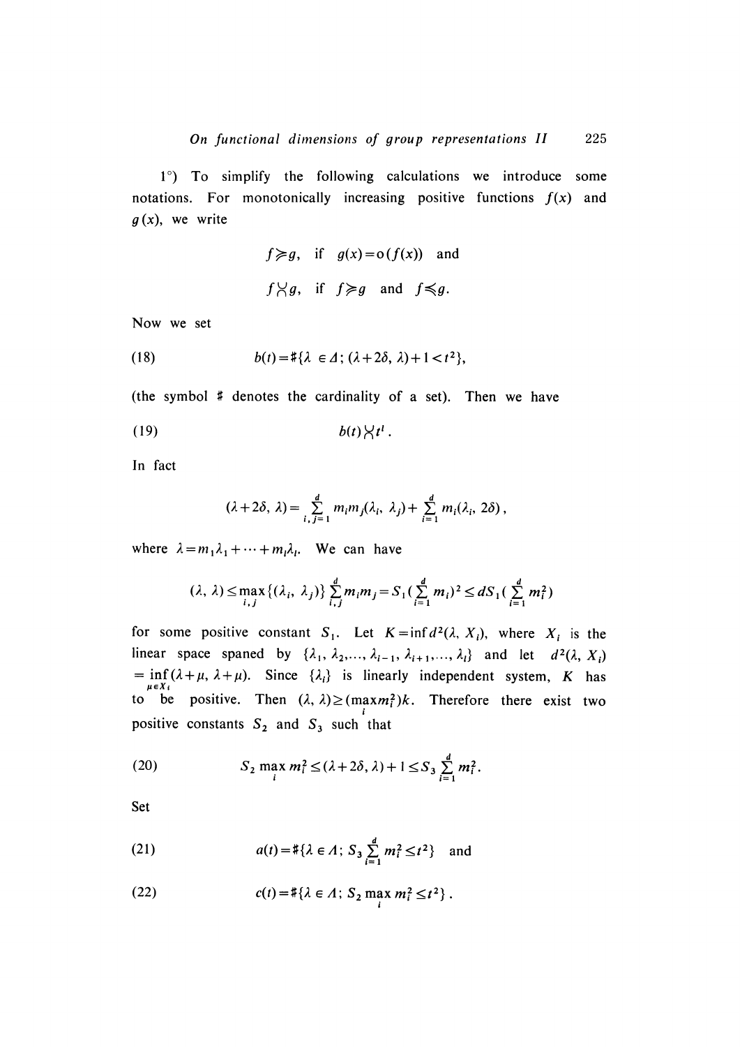1°) To simplify the following calculations we introduce some notations. For monotonically increasing positive functions $f(x)$ and $g(x)$, we write

$$f \succcurlyeq g, \quad \text{if} \quad g(x) = o(f(x)) \quad \text{and}$$

$$f \between g, \quad \text{if} \quad f \succcurlyeq g \quad \text{and} \quad f \preccurlyeq g.$$

Now we set

$$b(t) = \#\{\lambda \in \Delta ; (\lambda + 2\delta, \lambda) + 1 < t^2\}, \tag{18}$$

(the symbol $\#$ denotes the cardinality of a set). Then we have

$$b(t) \between t^l. \tag{19}$$

In fact

$$(\lambda + 2\delta, \lambda) = \sum_{i,j=1}^{d} m_i m_j (\lambda_i, \lambda_j) + \sum_{i=1}^{d} m_i (\lambda_i, 2\delta),$$

where $\lambda = m_1 \lambda_1 + \cdots + m_l \lambda_l$. We can have

$$(\lambda, \lambda) \leq \max_{i,j} \{(\lambda_i, \lambda_j)\} \sum_{i,j}^{d} m_i m_j = S_1 (\sum_{i=1}^{d} m_i)^2 \leq d S_1 (\sum_{i=1}^{d} m_i^2)$$

for some positive constant $S_1$. Let $K = \inf d^2(\lambda, X_i)$, where $X_i$ is the linear space spaned by $\{\lambda_1, \lambda_2, \ldots, \lambda_{i-1}, \lambda_{i+1}, \ldots, \lambda_l\}$ and let $d^2(\lambda, X_i) = \inf_{\mu \in X_i} (\lambda + \mu, \lambda + \mu)$. Since $\{\lambda_i\}$ is linearly independent system, $K$ has to be positive. Then $(\lambda, \lambda) \geq (\max_i m_i^2) k$. Therefore there exist two positive constants $S_2$ and $S_3$ such that

$$S_2 \max_i m_i^2 \leq (\lambda + 2\delta, \lambda) + 1 \leq S_3 \sum_{i=1}^{d} m_i^2. \tag{20}$$

Set

$$a(t) = \#\{\lambda \in \Lambda ; S_3 \sum_{i=1}^{d} m_i^2 \leq t^2\} \quad \text{and} \tag{21}$$

$$c(t) = \#\{\lambda \in \Lambda ; S_2 \max_i m_i^2 \leq t^2\}. \tag{22}$$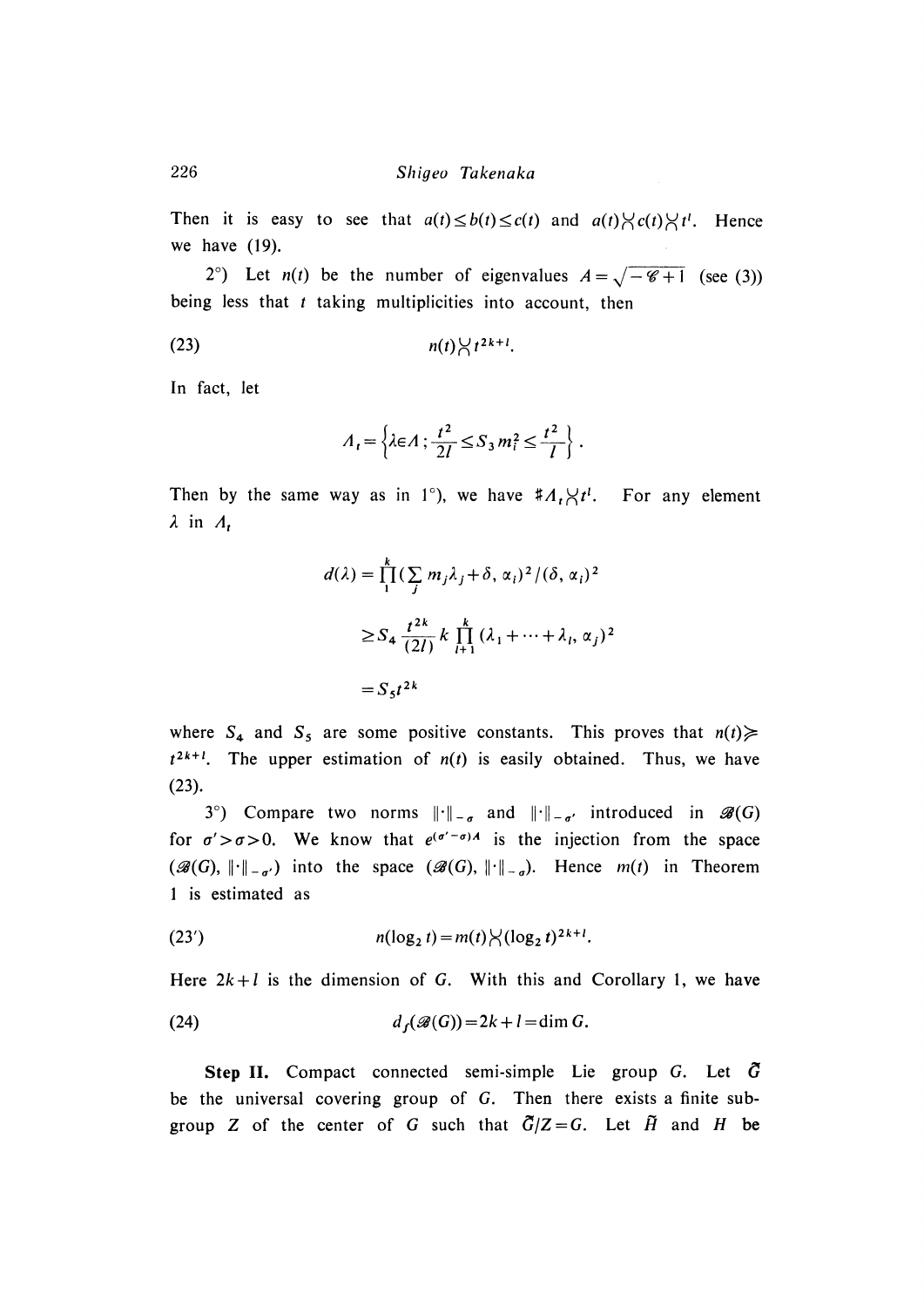Then it is easy to see that $a(t) \leq b(t) \leq c(t)$ and $a(t) \asymp c(t) \asymp t^l$. Hence we have (19).

2°) Let $n(t)$ be the number of eigenvalues $A = \sqrt{-\mathscr{C}+1}$ (see (3)) being less that $t$ taking multiplicities into account, then

$$n(t) \asymp t^{2k+l}. \tag{23}$$

In fact, let

$$\Lambda_t = \left\{ \lambda \in \Lambda \,;\, \frac{t^2}{2l} \leq S_3 m_i^2 \leq \frac{t^2}{l} \right\}.$$

Then by the same way as in 1°), we have $\sharp \Lambda_t \asymp t^l$. For any element $\lambda$ in $\Lambda_t$

$$\begin{aligned} d(\lambda) &= \prod_1^k \left( \sum_j m_j \lambda_j + \delta, \alpha_i \right)^2 / (\delta, \alpha_i)^2 \\ &\geq S_4 \frac{t^{2k}}{(2l)} k \prod_{l+1}^k (\lambda_1 + \cdots + \lambda_l, \alpha_j)^2 \\ &= S_5 t^{2k} \end{aligned}$$

where $S_4$ and $S_5$ are some positive constants. This proves that $n(t) \succcurlyeq t^{2k+l}$. The upper estimation of $n(t)$ is easily obtained. Thus, we have (23).

3°) Compare two norms $\|\cdot\|_{-\sigma}$ and $\|\cdot\|_{-\sigma'}$ introduced in $\mathscr{B}(G)$ for $\sigma' > \sigma > 0$. We know that $e^{(\sigma'-\sigma)A}$ is the injection from the space $(\mathscr{B}(G), \|\cdot\|_{-\sigma'})$ into the space $(\mathscr{B}(G), \|\cdot\|_{-\sigma})$. Hence $m(t)$ in Theorem 1 is estimated as

$$n(\log_2 t) = m(t) \asymp (\log_2 t)^{2k+l}. \tag{23'}$$

Here $2k+l$ is the dimension of $G$. With this and Corollary 1, we have

$$d_f(\mathscr{B}(G)) = 2k + l = \dim G. \tag{24}$$

**Step II.** Compact connected semi-simple Lie group $G$. Let $\tilde{G}$ be the universal covering group of $G$. Then there exists a finite subgroup $Z$ of the center of $G$ such that $\tilde{G}/Z = G$. Let $\tilde{H}$ and $H$ be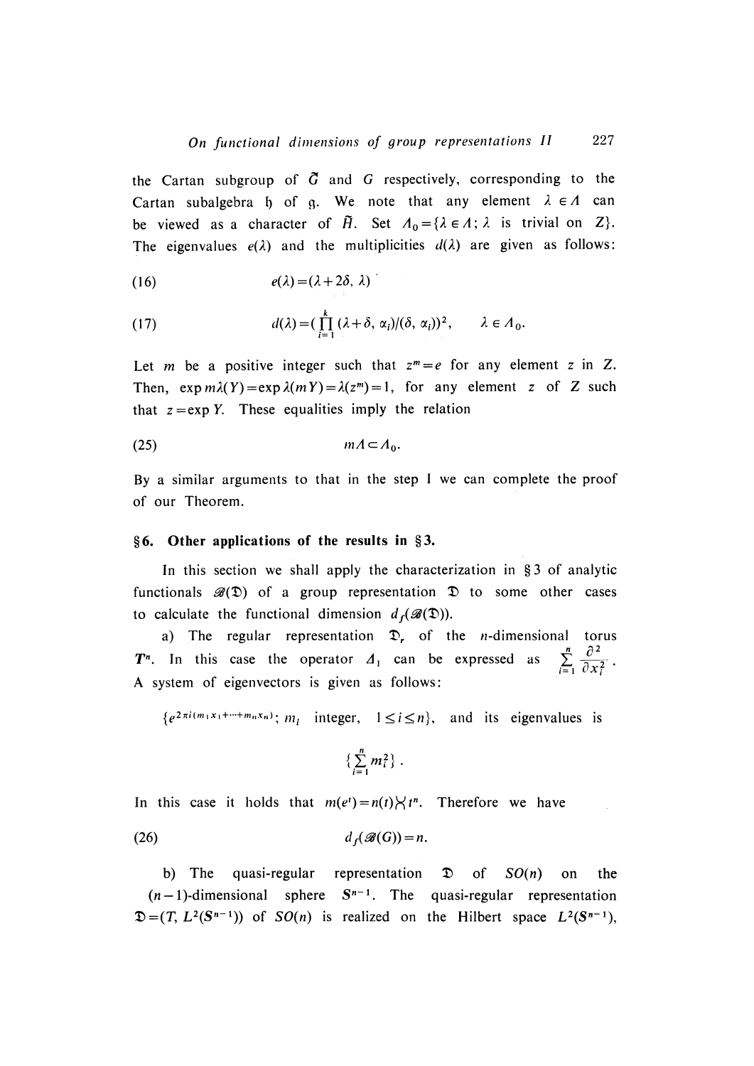the Cartan subgroup of $\tilde{G}$ and $G$ respectively, corresponding to the Cartan subalgebra $\mathfrak{h}$ of $\mathfrak{g}$. We note that any element $\lambda \in \Lambda$ can be viewed as a character of $\tilde{H}$. Set $\Lambda_0 = \{\lambda \in \Lambda;\ \lambda$ is trivial on $Z\}$. The eigenvalues $e(\lambda)$ and the multiplicities $d(\lambda)$ are given as follows:

$$e(\lambda) = (\lambda + 2\delta, \lambda) \tag{16}$$

$$d(\lambda) = \left(\prod_{i=1}^{k} (\lambda + \delta, \alpha_i)/(\delta, \alpha_i)\right)^2, \qquad \lambda \in \Lambda_0. \tag{17}$$

Let $m$ be a positive integer such that $z^m = e$ for any element $z$ in $Z$. Then, $\exp m\lambda(Y) = \exp \lambda(mY) = \lambda(z^m) = 1$, for any element $z$ of $Z$ such that $z = \exp Y$. These equalities imply the relation

$$m\Lambda \subset \Lambda_0. \tag{25}$$

By a similar arguments to that in the step 1 we can complete the proof of our Theorem.

## §6. Other applications of the results in §3.

In this section we shall apply the characterization in §3 of analytic functionals $\mathscr{B}(\mathfrak{D})$ of a group representation $\mathfrak{D}$ to some other cases to calculate the functional dimension $d_f(\mathscr{B}(\mathfrak{D}))$.

a) The regular representation $\mathfrak{D}_r$ of the $n$-dimensional torus $T^n$. In this case the operator $\Delta_1$ can be expressed as $\sum_{i=1}^{n} \frac{\partial^2}{\partial x_i^2}$. A system of eigenvectors is given as follows:

$\{e^{2\pi i(m_1 x_1 + \cdots + m_n x_n)};\ m_i$ integer, $1 \leq i \leq n\}$, and its eigenvalues is

$$\left\{\sum_{i=1}^{n} m_i^2\right\}.$$

In this case it holds that $m(e^t) = n(t) \asymp t^n$. Therefore we have

$$d_f(\mathscr{B}(G)) = n. \tag{26}$$

b) The quasi-regular representation $\mathfrak{D}$ of $SO(n)$ on the $(n-1)$-dimensional sphere $S^{n-1}$. The quasi-regular representation $\mathfrak{D} = (T, L^2(S^{n-1}))$ of $SO(n)$ is realized on the Hilbert space $L^2(S^{n-1})$,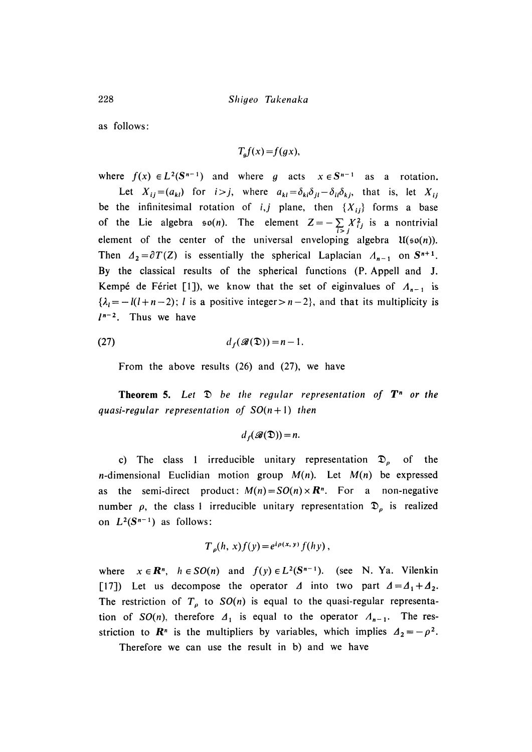as follows:

$$T_g f(x) = f(gx),$$

where $f(x) \in L^2(S^{n-1})$ and where $g$ acts $x \in S^{n-1}$ as a rotation.

Let $X_{ij} = (a_{kl})$ for $i > j$, where $a_{kl} = \delta_{ki}\delta_{jl} - \delta_{il}\delta_{kj}$, that is, let $X_{ij}$ be the infinitesimal rotation of $i,j$ plane, then $\{X_{ij}\}$ forms a base of the Lie algebra $\mathfrak{so}(n)$. The element $Z = -\sum_{i>j} X_{ij}^2$ is a nontrivial element of the center of the universal enveloping algebra $\mathfrak{U}(\mathfrak{so}(n))$. Then $\Delta_2 = \partial T(Z)$ is essentially the spherical Laplacian $\Lambda_{n-1}$ on $S^{n+1}$. By the classical results of the spherical functions (P. Appell and J. Kempé de Fériet [1]), we know that the set of eiginvalues of $\Lambda_{n-1}$ is $\{\lambda_l = -l(l+n-2);\ l \text{ is a positive integer} > n-2\}$, and that its multiplicity is $l^{n-2}$. Thus we have

$$d_f(\mathscr{B}(\mathfrak{D})) = n-1. \tag{27}$$

From the above results (26) and (27), we have

**Theorem 5.** *Let $\mathfrak{D}$ be the regular representation of $T^n$ or the quasi-regular representation of $SO(n+1)$ then*

$$d_f(\mathscr{B}(\mathfrak{D})) = n.$$

c) The class 1 irreducible unitary representation $\mathfrak{D}_\rho$ of the $n$-dimensional Euclidian motion group $M(n)$. Let $M(n)$ be expressed as the semi-direct product: $M(n) = SO(n) \times \boldsymbol{R}^n$. For a non-negative number $\rho$, the class 1 irreducible unitary representation $\mathfrak{D}_\rho$ is realized on $L^2(S^{n-1})$ as follows:

$$T_\rho(h, x) f(y) = e^{i\rho(x,y)} f(hy),$$

where $x \in \boldsymbol{R}^n$, $h \in SO(n)$ and $f(y) \in L^2(S^{n-1})$. (see N. Ya. Vilenkin [17]) Let us decompose the operator $\Delta$ into two part $\Delta = \Delta_1 + \Delta_2$. The restriction of $T_\rho$ to $SO(n)$ is equal to the quasi-regular representation of $SO(n)$, therefore $\Delta_1$ is equal to the operator $\Lambda_{n-1}$. The resstriction to $\boldsymbol{R}^n$ is the multipliers by variables, which implies $\Delta_2 = -\rho^2$.

Therefore we can use the result in b) and we have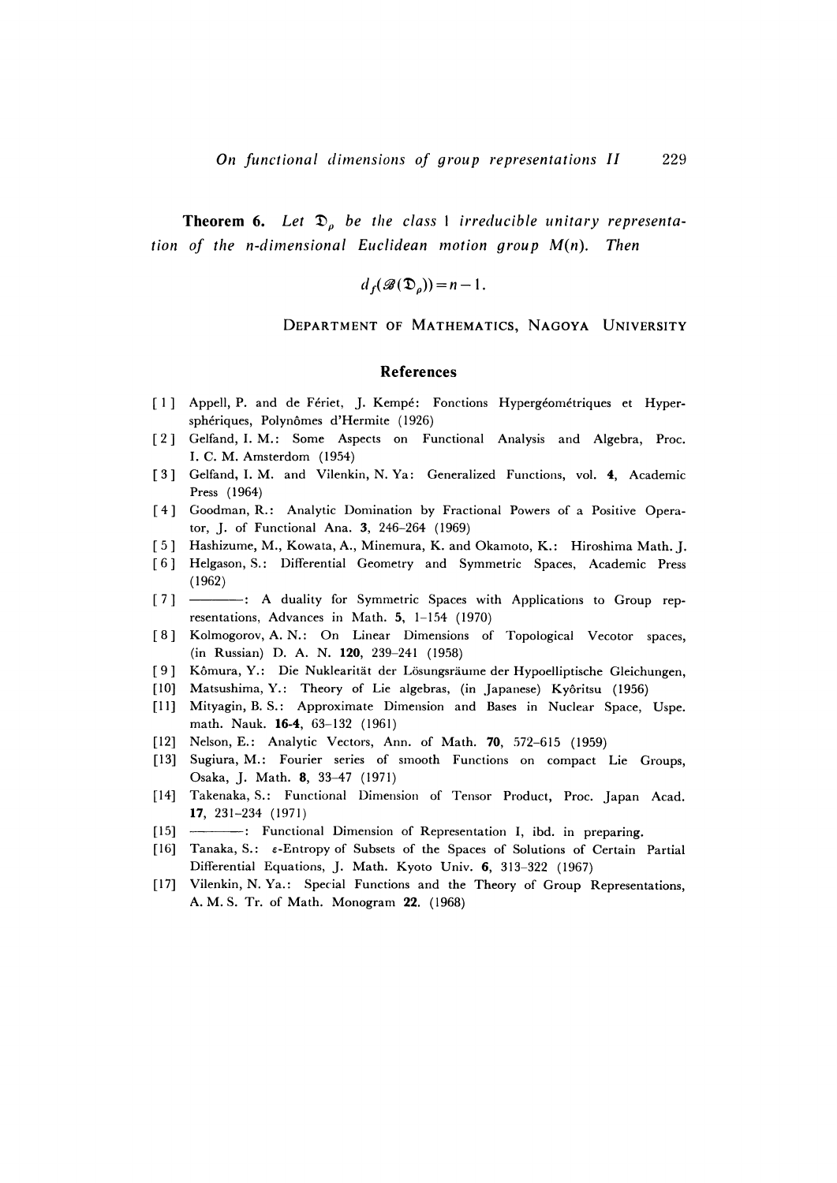**Theorem 6.** *Let $\mathfrak{D}_\rho$ be the class* 1 *irreducible unitary representation of the n-dimensional Euclidean motion group $M(n)$. Then*

$$d_f(\mathscr{B}(\mathfrak{D}_\rho)) = n-1.$$

DEPARTMENT OF MATHEMATICS, NAGOYA UNIVERSITY

## References

[1] Appell, P. and de Fériet, J. Kempé: Fonctions Hypergéométriques et Hypersphériques, Polynômes d'Hermite (1926)

[2] Gelfand, I. M.: Some Aspects on Functional Analysis and Algebra, Proc. I. C. M. Amsterdom (1954)

[3] Gelfand, I. M. and Vilenkin, N. Ya: Generalized Functions, vol. **4**, Academic Press (1964)

[4] Goodman, R.: Analytic Domination by Fractional Powers of a Positive Operator, J. of Functional Ana. **3**, 246–264 (1969)

[5] Hashizume, M., Kowata, A., Minemura, K. and Okamoto, K.: Hiroshima Math. J.

[6] Helgason, S.: Differential Geometry and Symmetric Spaces, Academic Press (1962)

[7] ————: A duality for Symmetric Spaces with Applications to Group representations, Advances in Math. **5**, 1–154 (1970)

[8] Kolmogorov, A. N.: On Linear Dimensions of Topological Vecotor spaces, (in Russian) D. A. N. **120**, 239–241 (1958)

[9] Kômura, Y.: Die Nuklearität der Lösungsräume der Hypoelliptische Gleichungen,

[10] Matsushima, Y.: Theory of Lie algebras, (in Japanese) Kyôritsu (1956)

[11] Mityagin, B. S.: Approximate Dimension and Bases in Nuclear Space, Uspe. math. Nauk. **16-4**, 63–132 (1961)

[12] Nelson, E.: Analytic Vectors, Ann. of Math. **70**, 572–615 (1959)

[13] Sugiura, M.: Fourier series of smooth Functions on compact Lie Groups, Osaka, J. Math. **8**, 33–47 (1971)

[14] Takenaka, S.: Functional Dimension of Tensor Product, Proc. Japan Acad. **17**, 231–234 (1971)

[15] ————: Functional Dimension of Representation I, ibd. in preparing.

[16] Tanaka, S.: $\varepsilon$-Entropy of Subsets of the Spaces of Solutions of Certain Partial Differential Equations, J. Math. Kyoto Univ. **6**, 313–322 (1967)

[17] Vilenkin, N. Ya.: Special Functions and the Theory of Group Representations, A. M. S. Tr. of Math. Monogram **22**. (1968)